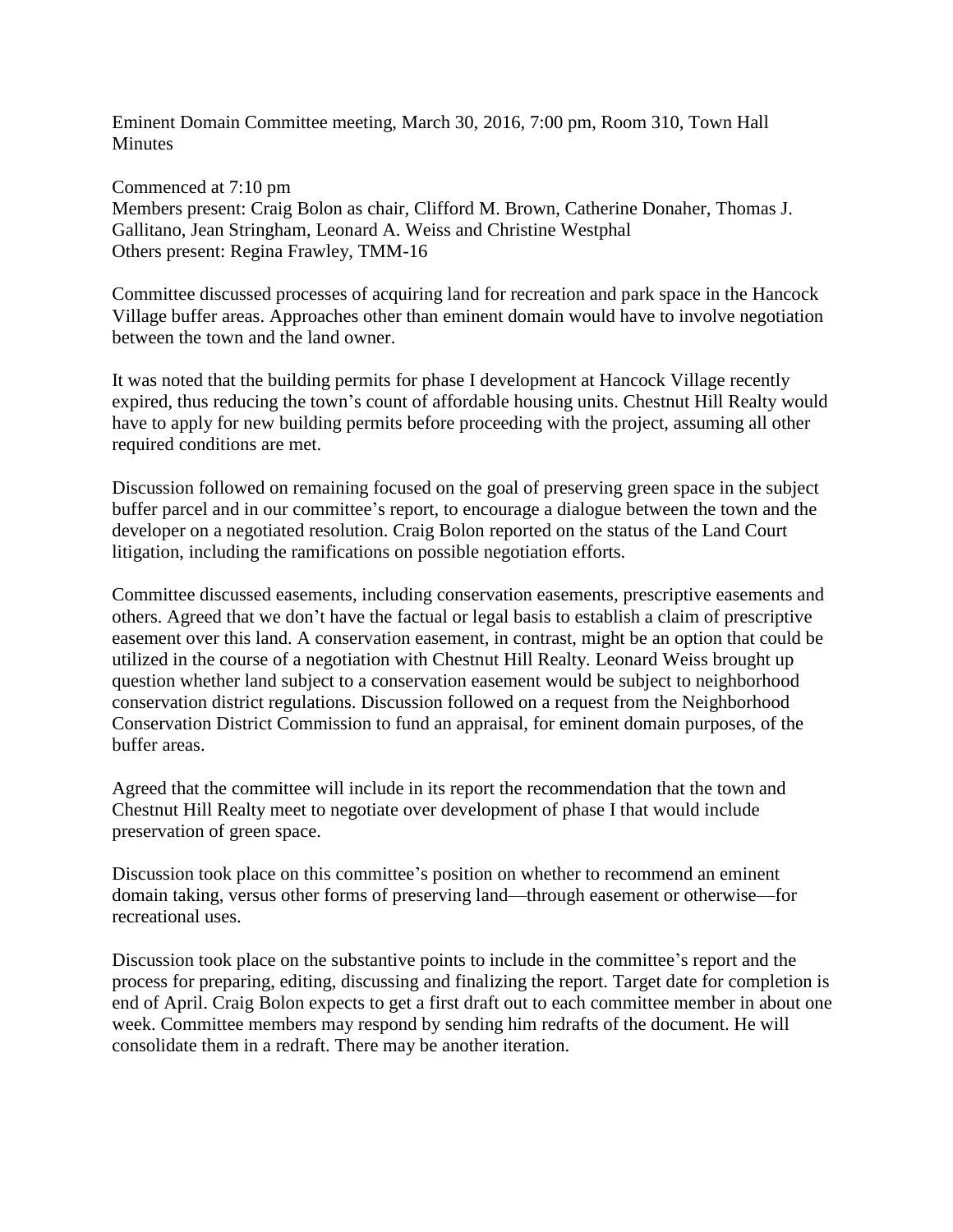Eminent Domain Committee meeting, March 30, 2016, 7:00 pm, Room 310, Town Hall
Minutes

Commenced at 7:10 pm
Members present: Craig Bolon as chair, Clifford M. Brown, Catherine Donaher, Thomas J. Gallitano, Jean Stringham, Leonard A. Weiss and Christine Westphal
Others present: Regina Frawley, TMM-16

Committee discussed processes of acquiring land for recreation and park space in the Hancock Village buffer areas. Approaches other than eminent domain would have to involve negotiation between the town and the land owner.

It was noted that the building permits for phase I development at Hancock Village recently expired, thus reducing the town's count of affordable housing units. Chestnut Hill Realty would have to apply for new building permits before proceeding with the project, assuming all other required conditions are met.

Discussion followed on remaining focused on the goal of preserving green space in the subject buffer parcel and in our committee's report, to encourage a dialogue between the town and the developer on a negotiated resolution. Craig Bolon reported on the status of the Land Court litigation, including the ramifications on possible negotiation efforts.

Committee discussed easements, including conservation easements, prescriptive easements and others. Agreed that we don't have the factual or legal basis to establish a claim of prescriptive easement over this land. A conservation easement, in contrast, might be an option that could be utilized in the course of a negotiation with Chestnut Hill Realty. Leonard Weiss brought up question whether land subject to a conservation easement would be subject to neighborhood conservation district regulations. Discussion followed on a request from the Neighborhood Conservation District Commission to fund an appraisal, for eminent domain purposes, of the buffer areas.

Agreed that the committee will include in its report the recommendation that the town and Chestnut Hill Realty meet to negotiate over development of phase I that would include preservation of green space.

Discussion took place on this committee's position on whether to recommend an eminent domain taking, versus other forms of preserving land—through easement or otherwise—for recreational uses.

Discussion took place on the substantive points to include in the committee's report and the process for preparing, editing, discussing and finalizing the report. Target date for completion is end of April. Craig Bolon expects to get a first draft out to each committee member in about one week. Committee members may respond by sending him redrafts of the document. He will consolidate them in a redraft. There may be another iteration.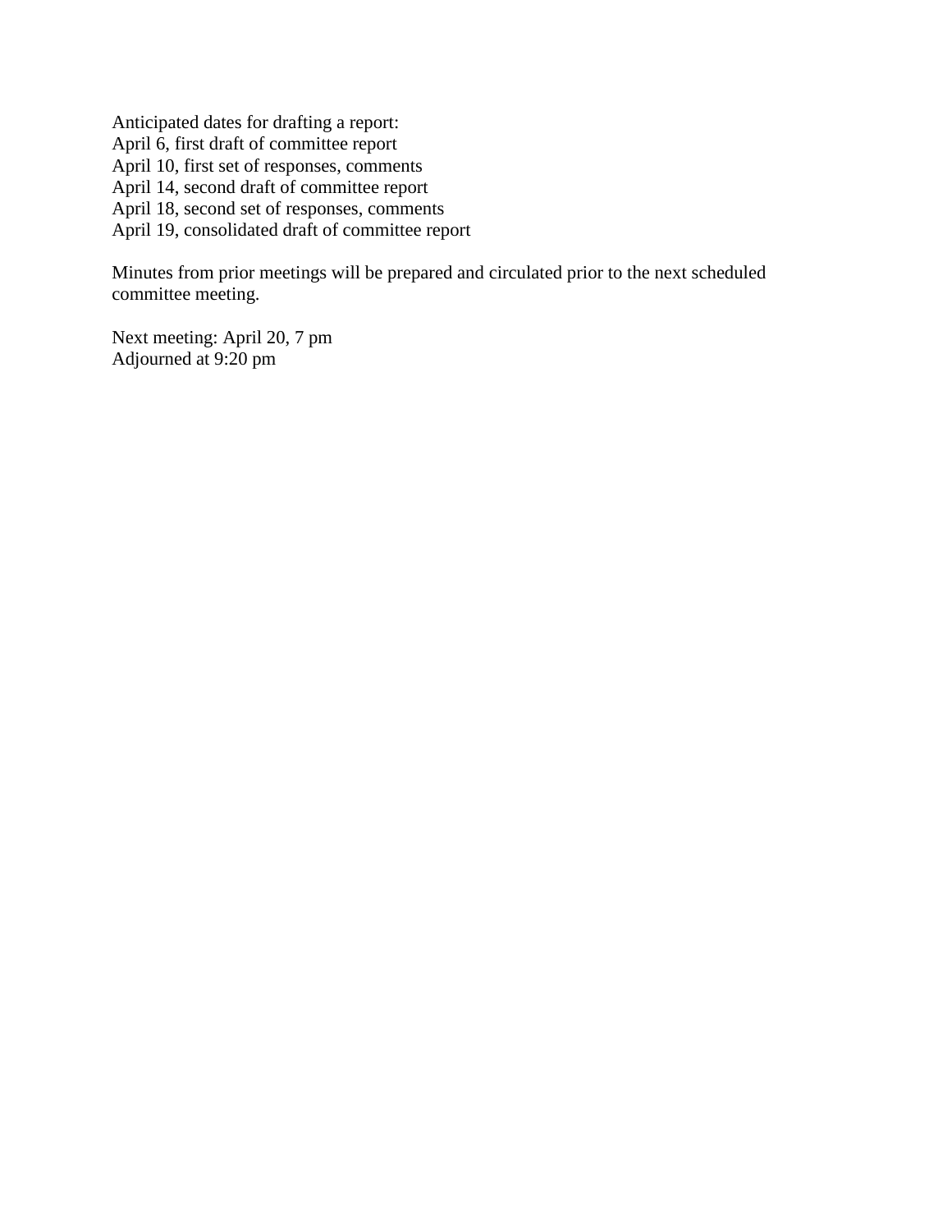Anticipated dates for drafting a report:
April 6, first draft of committee report
April 10, first set of responses, comments
April 14, second draft of committee report
April 18, second set of responses, comments
April 19, consolidated draft of committee report

Minutes from prior meetings will be prepared and circulated prior to the next scheduled committee meeting.

Next meeting: April 20, 7 pm
Adjourned at 9:20 pm